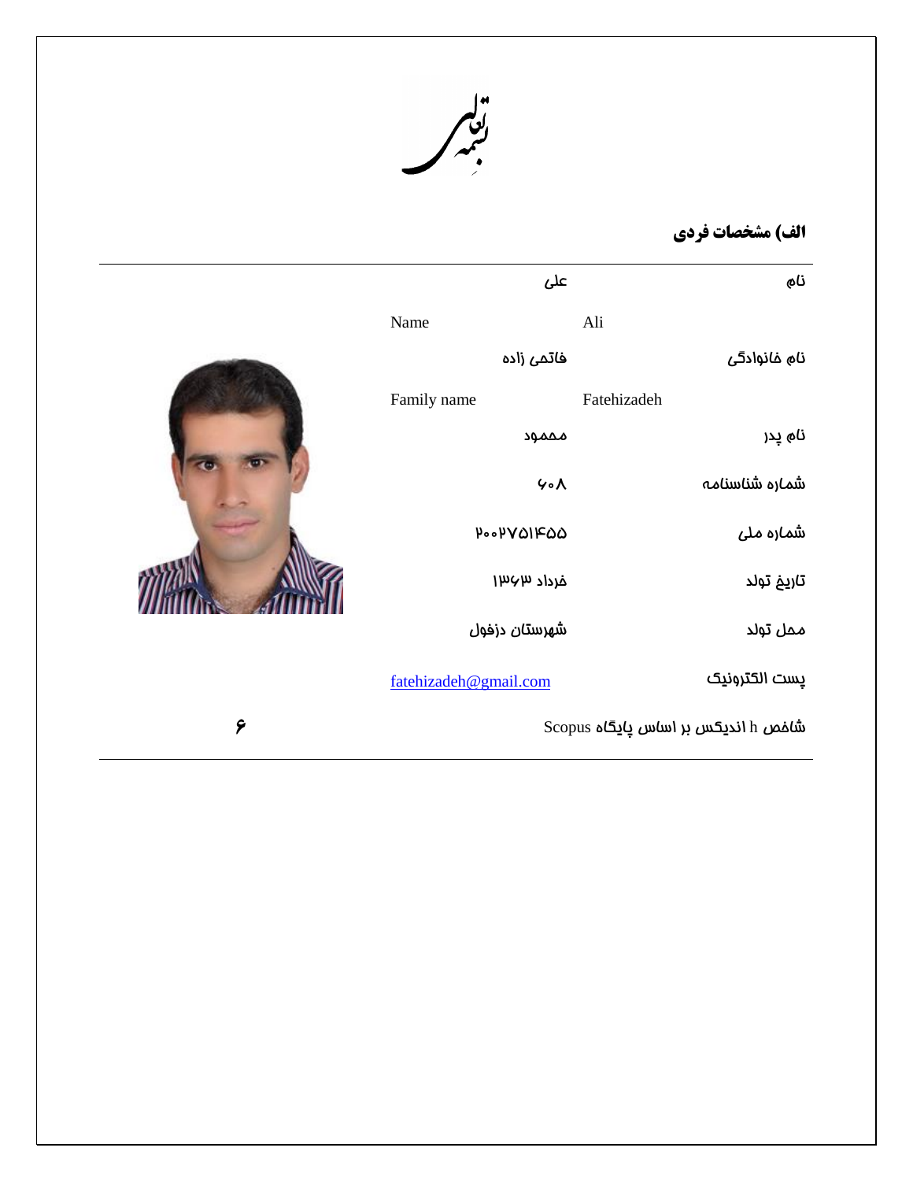بسمه تعالی

## الف) مشخصات فردی

| | |
|---|---|
| نام | علی |
| Name | Ali |
| نام خانوادگی | فاتحی زاده |
| Family name | Fatehizadeh |
| نام پدر | محمود |
| شماره شناسنامه | ۶۰۸ |
| شماره ملی | ۲۰۰۲۷۵۱۴۵۵ |
| تاریخ تولد | خرداد ۱۳۶۳ |
| محل تولد | شهرستان دزفول |
| پست الکترونیک | fatehizadeh@gmail.com |
| شاخص h اندیکس بر اساس پایگاه Scopus | ۶ |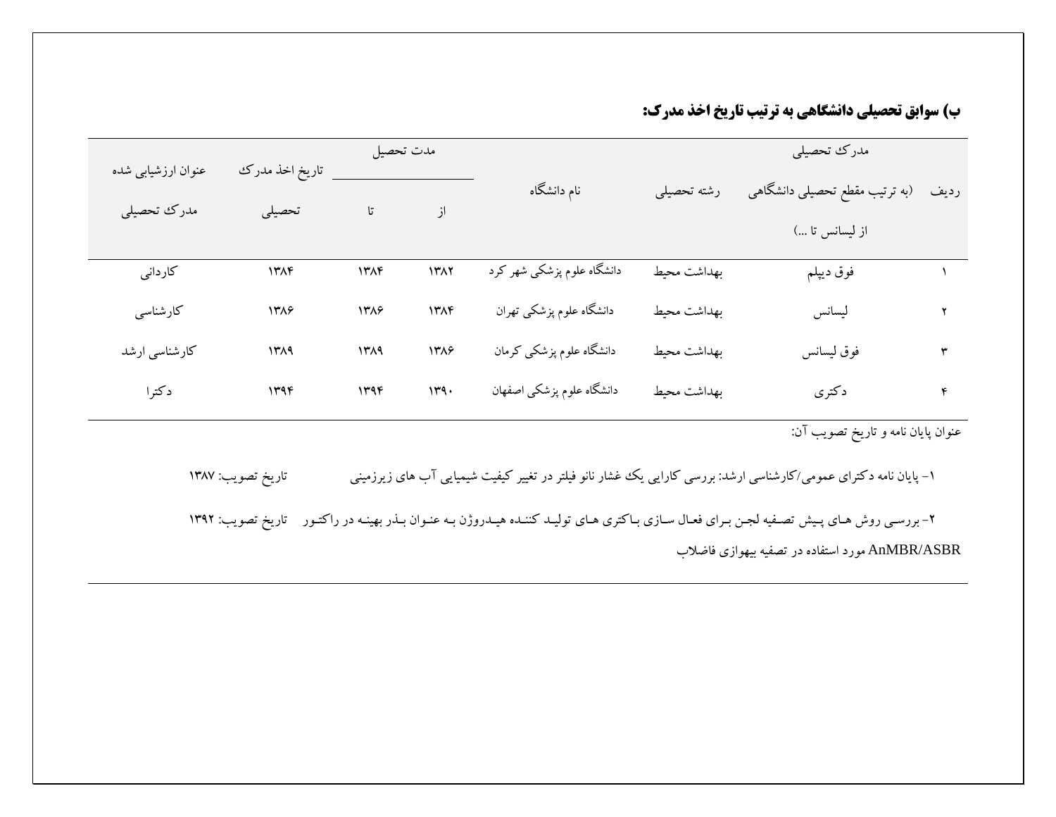**ب) سوابق تحصیلی دانشگاهی به ترتیب تاریخ اخذ مدرک:**

| ردیف | مدرک تحصیلی (به ترتیب مقطع تحصیلی دانشگاهی از لیسانس تا ...) | رشته تحصیلی | نام دانشگاه | مدت تحصیل | | تاریخ اخذ مدرک تحصیلی | عنوان ارزشیابی شده مدرک تحصیلی |
|---|---|---|---|---|---|---|---|
| | | | | از | تا | | |
| ۱ | فوق دیپلم | بهداشت محیط | دانشگاه علوم پزشکی شهر کرد | ۱۳۸۲ | ۱۳۸۴ | ۱۳۸۴ | کاردانی |
| ۲ | لیسانس | بهداشت محیط | دانشگاه علوم پزشکی تهران | ۱۳۸۴ | ۱۳۸۶ | ۱۳۸۶ | کارشناسی |
| ۳ | فوق لیسانس | بهداشت محیط | دانشگاه علوم پزشکی کرمان | ۱۳۸۶ | ۱۳۸۹ | ۱۳۸۹ | کارشناسی ارشد |
| ۴ | دکتری | بهداشت محیط | دانشگاه علوم پزشکی اصفهان | ۱۳۹۰ | ۱۳۹۴ | ۱۳۹۴ | دکترا |

عنوان پایان نامه و تاریخ تصویب آن:

۱- پایان نامه دکترای عمومی/کارشناسی ارشد: بررسی کارایی یک غشار نانو فیلتر در تغییر کیفیت شیمیایی آب های زیرزمینی تاریخ تصویب: ۱۳۸۷

۲- بررسی روش های پیش تصفیه لجن برای فعال سازی باکتری های تولید کننده هیدروژن به عنوان بذر بهینه در راکتور AnMBR/ASBR مورد استفاده در تصفیه بیهوازی فاضلاب تاریخ تصویب: ۱۳۹۲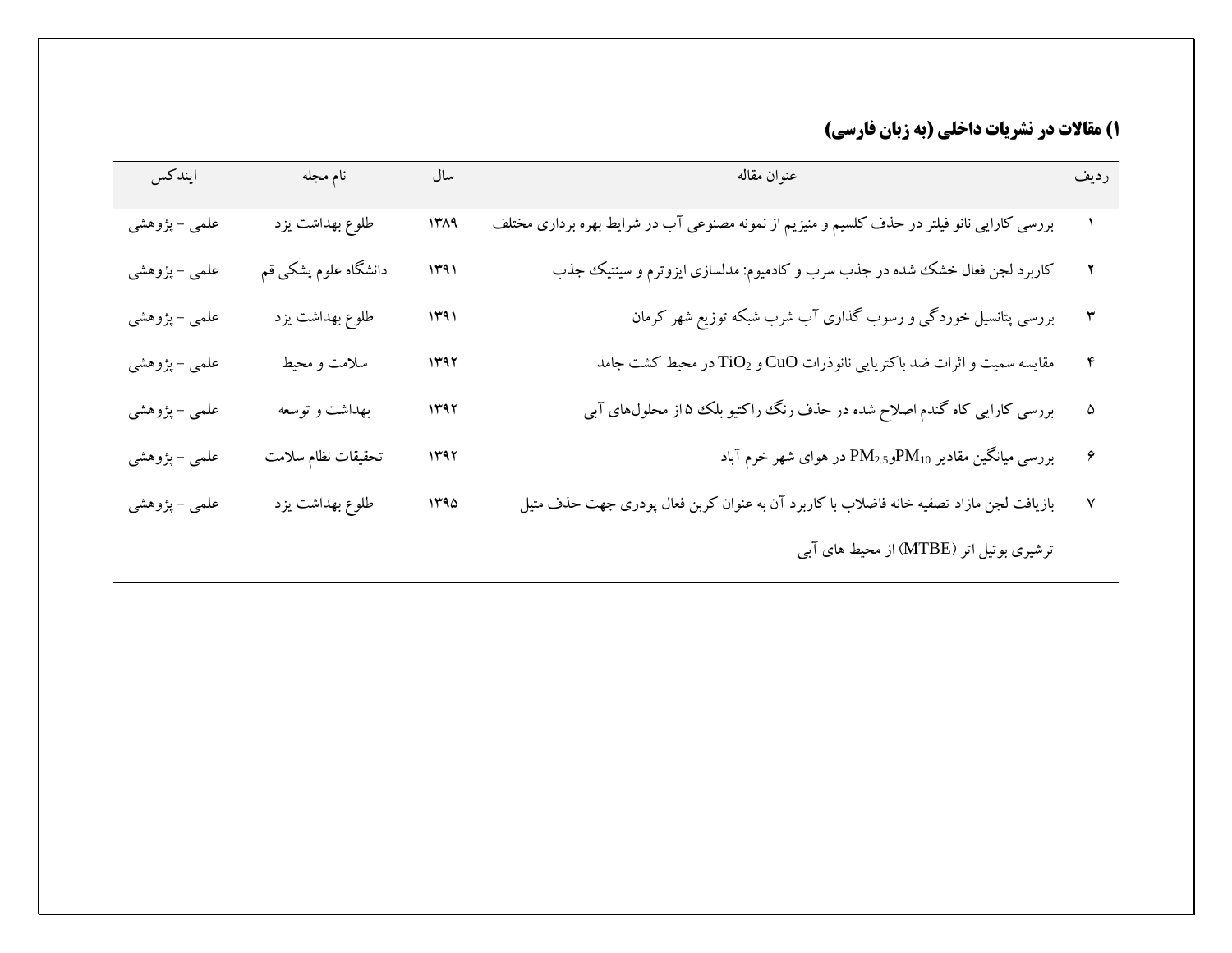## ۱) مقالات در نشریات داخلی (به زبان فارسی)

| ردیف | عنوان مقاله | سال | نام مجله | ایندکس |
|---|---|---|---|---|
| ۱ | بررسی کارایی نانو فیلتر در حذف کلسیم و منیزیم آب از نمونه مصنوعی آب در شرایط بهره برداری مختلف | ۱۳۸۹ | طلوع بهداشت یزد | علمی - پژوهشی |
| ۲ | کاربرد لجن فعال خشک شده در جذب سرب و کادمیوم: مدلسازی ایزوترم و سینتیک جذب | ۱۳۹۱ | دانشگاه علوم پشکی قم | علمی - پژوهشی |
| ۳ | بررسی پتانسیل خوردگی و رسوب گذاری آب شرب شبکه توزیع شهر کرمان | ۱۳۹۱ | طلوع بهداشت یزد | علمی - پژوهشی |
| ۴ | مقایسه سمیت و اثرات ضد باکتریایی نانوذرات CuO و $TiO_2$ در محیط کشت جامد | ۱۳۹۲ | سلامت و محیط | علمی - پژوهشی |
| ۵ | بررسی کارایی کاه گندم اصلاح شده در حذف رنگ راکتیو بلک ۵ از محلول‌های آبی | ۱۳۹۲ | بهداشت و توسعه | علمی - پژوهشی |
| ۶ | بررسی میانگین مقادیر $PM_{10}$و$PM_{2.5}$ در هوای شهر خرم آباد | ۱۳۹۲ | تحقیقات نظام سلامت | علمی - پژوهشی |
| ۷ | بازیافت لجن مازاد تصفیه خانه فاضلاب با کاربرد آن به عنوان کربن فعال پودری جهت حذف متیل ترشیری بوتیل اتر (MTBE) از محیط های آبی | ۱۳۹۵ | طلوع بهداشت یزد | علمی - پژوهشی |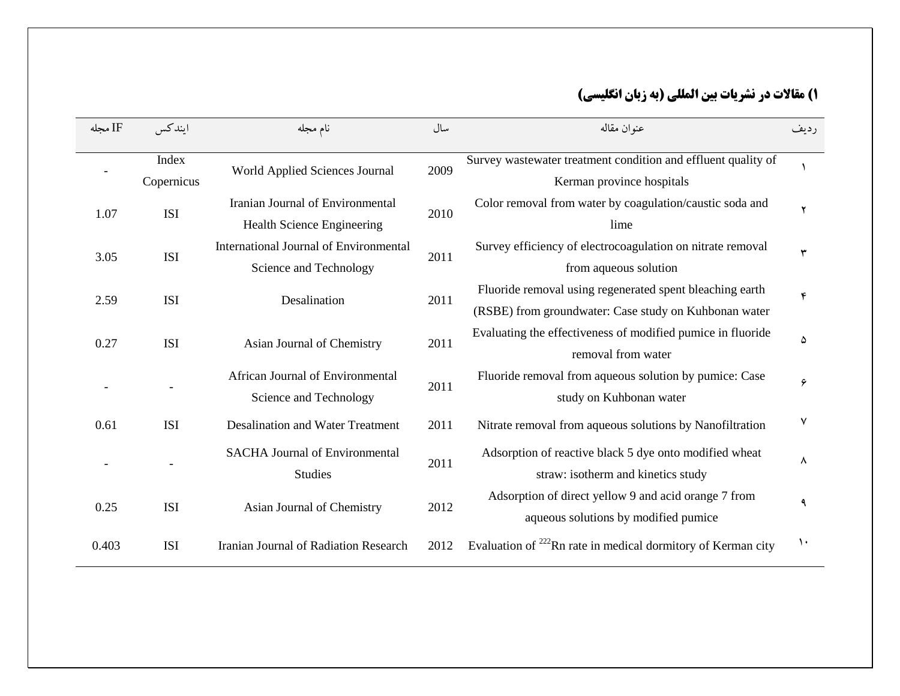### ۱) مقالات در نشریات بین المللی (به زبان انگلیسی)

| ردیف | عنوان مقاله | سال | نام مجله | ایندکس | IF مجله |
|---|---|---|---|---|---|
| ۱ | Survey wastewater treatment condition and effluent quality of Kerman province hospitals | 2009 | World Applied Sciences Journal | Index Copernicus | - |
| ۲ | Color removal from water by coagulation/caustic soda and lime | 2010 | Iranian Journal of Environmental Health Science Engineering | ISI | 1.07 |
| ۳ | Survey efficiency of electrocoagulation on nitrate removal from aqueous solution | 2011 | International Journal of Environmental Science and Technology | ISI | 3.05 |
| ۴ | Fluoride removal using regenerated spent bleaching earth (RSBE) from groundwater: Case study on Kuhbonan water | 2011 | Desalination | ISI | 2.59 |
| ۵ | Evaluating the effectiveness of modified pumice in fluoride removal from water | 2011 | Asian Journal of Chemistry | ISI | 0.27 |
| ۶ | Fluoride removal from aqueous solution by pumice: Case study on Kuhbonan water | 2011 | African Journal of Environmental Science and Technology | - | - |
| ۷ | Nitrate removal from aqueous solutions by Nanofiltration | 2011 | Desalination and Water Treatment | ISI | 0.61 |
| ۸ | Adsorption of reactive black 5 dye onto modified wheat straw: isotherm and kinetics study | 2011 | SACHA Journal of Environmental Studies | - | - |
| ۹ | Adsorption of direct yellow 9 and acid orange 7 from aqueous solutions by modified pumice | 2012 | Asian Journal of Chemistry | ISI | 0.25 |
| ۱۰ | Evaluation of $^{222}Rn$ rate in medical dormitory of Kerman city | 2012 | Iranian Journal of Radiation Research | ISI | 0.403 |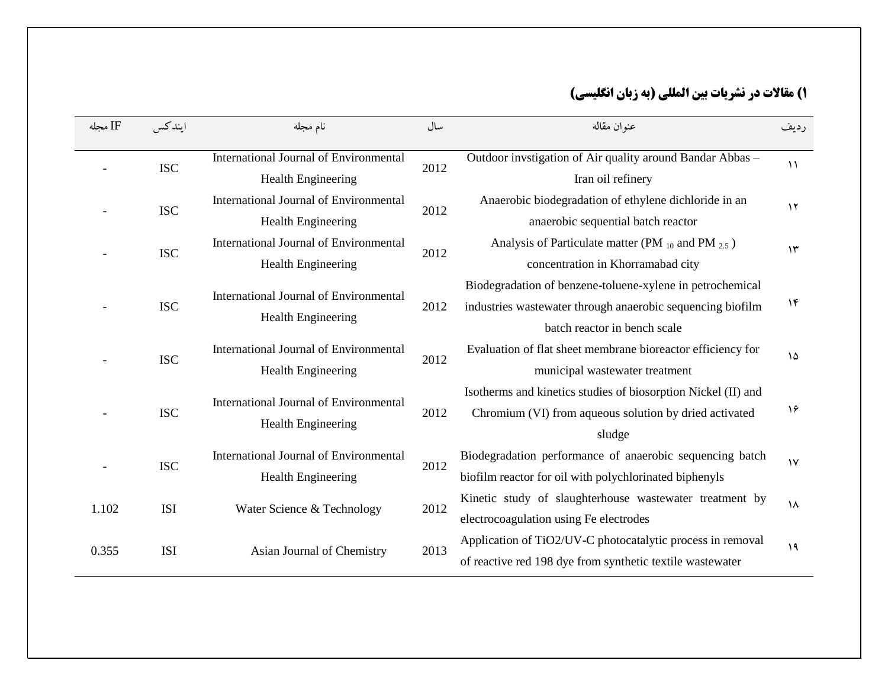## ۱) مقالات در نشریات بین المللی (به زبان انگلیسی)

| ردیف | عنوان مقاله | سال | نام مجله | ایندکس | IF مجله |
|---|---|---|---|---|---|
| ۱۱ | Outdoor invstigation of Air quality around Bandar Abbas – Iran oil refinery | 2012 | International Journal of Environmental Health Engineering | ISC | - |
| ۱۲ | Anaerobic biodegradation of ethylene dichloride in an anaerobic sequential batch reactor | 2012 | International Journal of Environmental Health Engineering | ISC | - |
| ۱۳ | Analysis of Particulate matter ($PM_{10}$ and $PM_{2.5}$) concentration in Khorramabad city | 2012 | International Journal of Environmental Health Engineering | ISC | - |
| ۱۴ | Biodegradation of benzene-toluene-xylene in petrochemical industries wastewater through anaerobic sequencing biofilm batch reactor in bench scale | 2012 | International Journal of Environmental Health Engineering | ISC | - |
| ۱۵ | Evaluation of flat sheet membrane bioreactor efficiency for municipal wastewater treatment | 2012 | International Journal of Environmental Health Engineering | ISC | - |
| ۱۶ | Isotherms and kinetics studies of biosorption Nickel (II) and Chromium (VI) from aqueous solution by dried activated sludge | 2012 | International Journal of Environmental Health Engineering | ISC | - |
| ۱۷ | Biodegradation performance of anaerobic sequencing batch biofilm reactor for oil with polychlorinated biphenyls | 2012 | International Journal of Environmental Health Engineering | ISC | - |
| ۱۸ | Kinetic study of slaughterhouse wastewater treatment by electrocoagulation using Fe electrodes | 2012 | Water Science & Technology | ISI | 1.102 |
| ۱۹ | Application of $TiO_2$/UV-C photocatalytic process in removal of reactive red 198 dye from synthetic textile wastewater | 2013 | Asian Journal of Chemistry | ISI | 0.355 |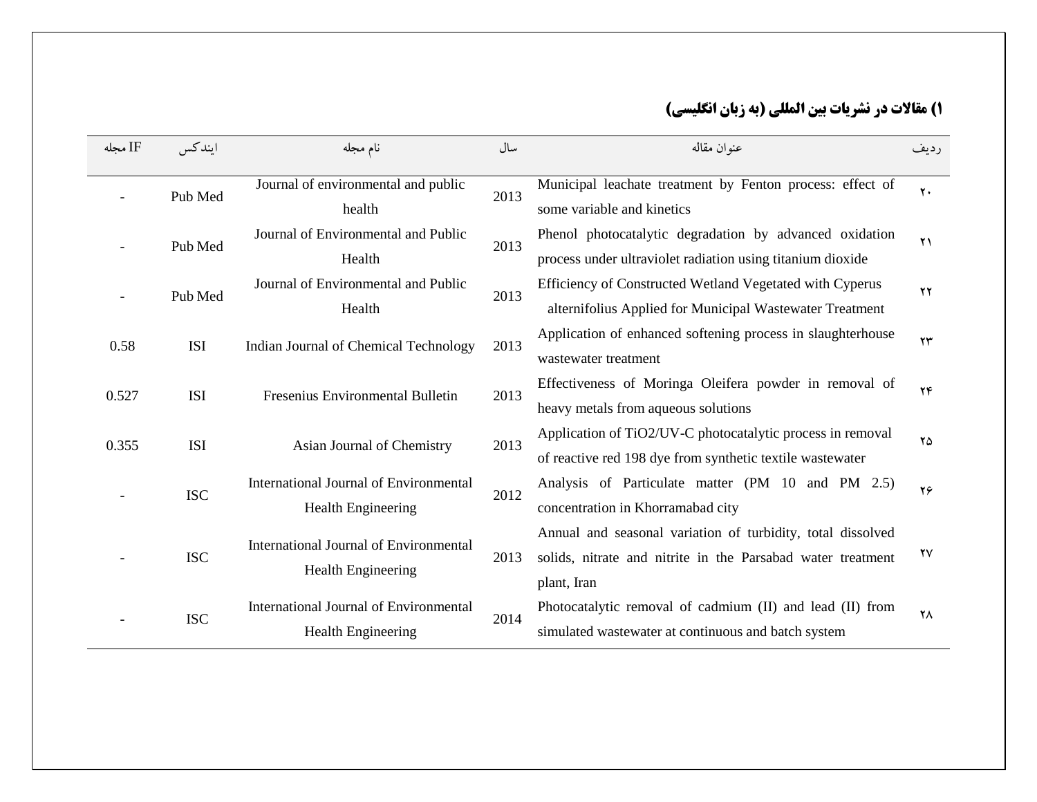### ۱) مقالات در نشریات بین المللی (به زبان انگلیسی)

| ردیف | عنوان مقاله | سال | نام مجله | ایندکس | IF مجله |
|---|---|---|---|---|---|
| ۲۰ | Municipal leachate treatment by Fenton process: effect of some variable and kinetics | 2013 | Journal of environmental and public health | Pub Med | - |
| ۲۱ | Phenol photocatalytic degradation by advanced oxidation process under ultraviolet radiation using titanium dioxide | 2013 | Journal of Environmental and Public Health | Pub Med | - |
| ۲۲ | Efficiency of Constructed Wetland Vegetated with Cyperus alternifolius Applied for Municipal Wastewater Treatment | 2013 | Journal of Environmental and Public Health | Pub Med | - |
| ۲۳ | Application of enhanced softening process in slaughterhouse wastewater treatment | 2013 | Indian Journal of Chemical Technology | ISI | 0.58 |
| ۲۴ | Effectiveness of Moringa Oleifera powder in removal of heavy metals from aqueous solutions | 2013 | Fresenius Environmental Bulletin | ISI | 0.527 |
| ۲۵ | Application of $TiO_2$/UV-C photocatalytic process in removal of reactive red 198 dye from synthetic textile wastewater | 2013 | Asian Journal of Chemistry | ISI | 0.355 |
| ۲۶ | Analysis of Particulate matter (PM 10 and PM 2.5) concentration in Khorramabad city | 2012 | International Journal of Environmental Health Engineering | ISC | - |
| ۲۷ | Annual and seasonal variation of turbidity, total dissolved solids, nitrate and nitrite in the Parsabad water treatment plant, Iran | 2013 | International Journal of Environmental Health Engineering | ISC | - |
| ۲۸ | Photocatalytic removal of cadmium (II) and lead (II) from simulated wastewater at continuous and batch system | 2014 | International Journal of Environmental Health Engineering | ISC | - |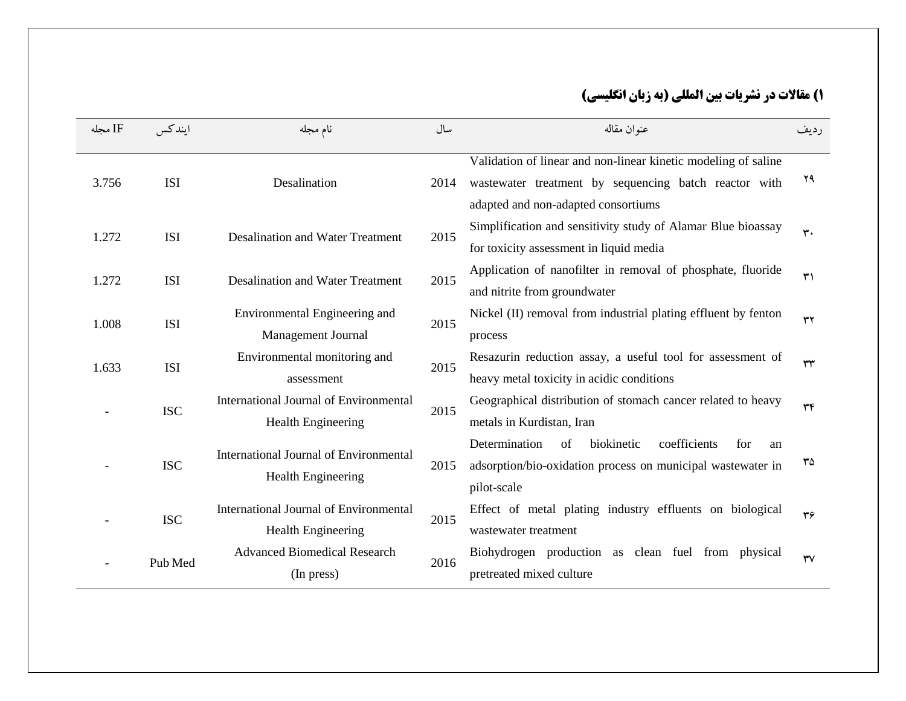## ۱) مقالات در نشریات بین المللی (به زبان انگلیسی)

| ردیف | عنوان مقاله | سال | نام مجله | ایندکس | IF مجله |
|---|---|---|---|---|---|
| ۲۹ | Validation of linear and non-linear kinetic modeling of saline wastewater treatment by sequencing batch reactor with adapted and non-adapted consortiums | 2014 | Desalination | ISI | 3.756 |
| ۳۰ | Simplification and sensitivity study of Alamar Blue bioassay for toxicity assessment in liquid media | 2015 | Desalination and Water Treatment | ISI | 1.272 |
| ۳۱ | Application of nanofilter in removal of phosphate, fluoride and nitrite from groundwater | 2015 | Desalination and Water Treatment | ISI | 1.272 |
| ۳۲ | Nickel (II) removal from industrial plating effluent by fenton process | 2015 | Environmental Engineering and Management Journal | ISI | 1.008 |
| ۳۳ | Resazurin reduction assay, a useful tool for assessment of heavy metal toxicity in acidic conditions | 2015 | Environmental monitoring and assessment | ISI | 1.633 |
| ۳۴ | Geographical distribution of stomach cancer related to heavy metals in Kurdistan, Iran | 2015 | International Journal of Environmental Health Engineering | ISC | - |
| ۳۵ | Determination of biokinetic coefficients for an adsorption/bio-oxidation process on municipal wastewater in pilot-scale | 2015 | International Journal of Environmental Health Engineering | ISC | - |
| ۳۶ | Effect of metal plating industry effluents on biological wastewater treatment | 2015 | International Journal of Environmental Health Engineering | ISC | - |
| ۳۷ | Biohydrogen production as clean fuel from physical pretreated mixed culture | 2016 | Advanced Biomedical Research (In press) | Pub Med | - |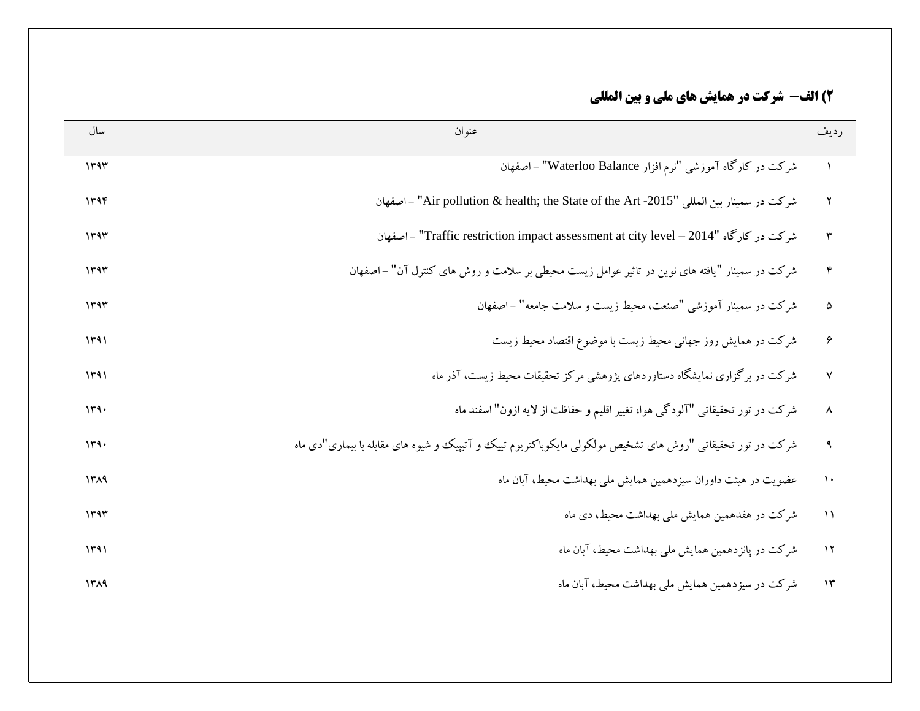### ۲) الف– شرکت در همایش های ملی و بین المللی

| ردیف | عنوان | سال |
| --- | --- | --- |
| ۱ | شرکت در کارگاه آموزشی "نرم افزار Waterloo Balance" - اصفهان | ۱۳۹۳ |
| ۲ | شرکت در سمینار بین المللی "Air pollution & health; the State of the Art -2015" - اصفهان | ۱۳۹۴ |
| ۳ | شرکت در کارگاه "Traffic restriction impact assessment at city level – 2014" - اصفهان | ۱۳۹۳ |
| ۴ | شرکت در سمینار "یافته های نوین در تاثیر عوامل زیست محیطی بر سلامت و روش های کنترل آن" - اصفهان | ۱۳۹۳ |
| ۵ | شرکت در سمینار آموزشی "صنعت، محیط زیست و سلامت جامعه" - اصفهان | ۱۳۹۳ |
| ۶ | شرکت در همایش روز جهانی محیط زیست با موضوع اقتصاد محیط زیست | ۱۳۹۱ |
| ۷ | شرکت در برگزاری نمایشگاه دستاوردهای پژوهشی مرکز تحقیقات محیط زیست، آذر ماه | ۱۳۹۱ |
| ۸ | شرکت در تور تحقیقاتی "آلودگی هوا، تغییر اقلیم و حفاظت از لایه ازون" اسفند ماه | ۱۳۹۰ |
| ۹ | شرکت در تور تحقیقاتی "روش های تشخیص مولکولی مایکوباکتریوم تیپک و آتیپیک و شیوه های مقابله با بیماری"دی ماه | ۱۳۹۰ |
| ۱۰ | عضویت در هیئت داوران سیزدهمین همایش ملی بهداشت محیط، آبان ماه | ۱۳۸۹ |
| ۱۱ | شرکت در هفدهمین همایش ملی بهداشت محیط، دی ماه | ۱۳۹۳ |
| ۱۲ | شرکت در پانزدهمین همایش ملی بهداشت محیط، آبان ماه | ۱۳۹۱ |
| ۱۳ | شرکت در سیزدهمین همایش ملی بهداشت محیط، آبان ماه | ۱۳۸۹ |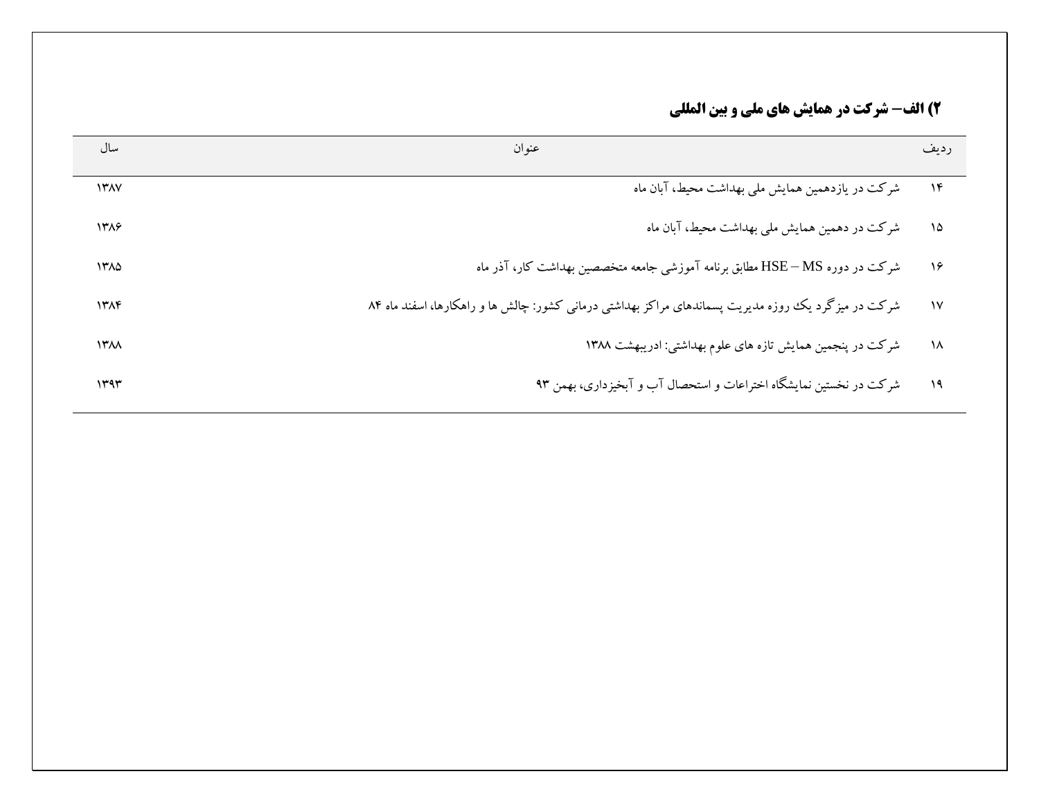## ۲) الف– شرکت در همایش های ملی و بین المللی

| ردیف | عنوان | سال |
| --- | --- | --- |
| ۱۴ | شرکت در یازدهمین همایش ملی بهداشت محیط، آبان ماه | ۱۳۸۷ |
| ۱۵ | شرکت در دهمین همایش ملی بهداشت محیط، آبان ماه | ۱۳۸۶ |
| ۱۶ | شرکت در دوره HSE – MS مطابق برنامه آموزشی جامعه متخصصین بهداشت کار، آذر ماه | ۱۳۸۵ |
| ۱۷ | شرکت در میزگرد یک روزه مدیریت پسماندهای مراکز بهداشتی درمانی کشور: چالش ها و راهکارها، اسفند ماه ۸۴ | ۱۳۸۴ |
| ۱۸ | شرکت در پنجمین همایش تازه های علوم بهداشتی: اردیبهشت ۱۳۸۸ | ۱۳۸۸ |
| ۱۹ | شرکت در نخستین نمایشگاه اختراعات و استحصال آب و آبخیزداری، بهمن ۹۳ | ۱۳۹۳ |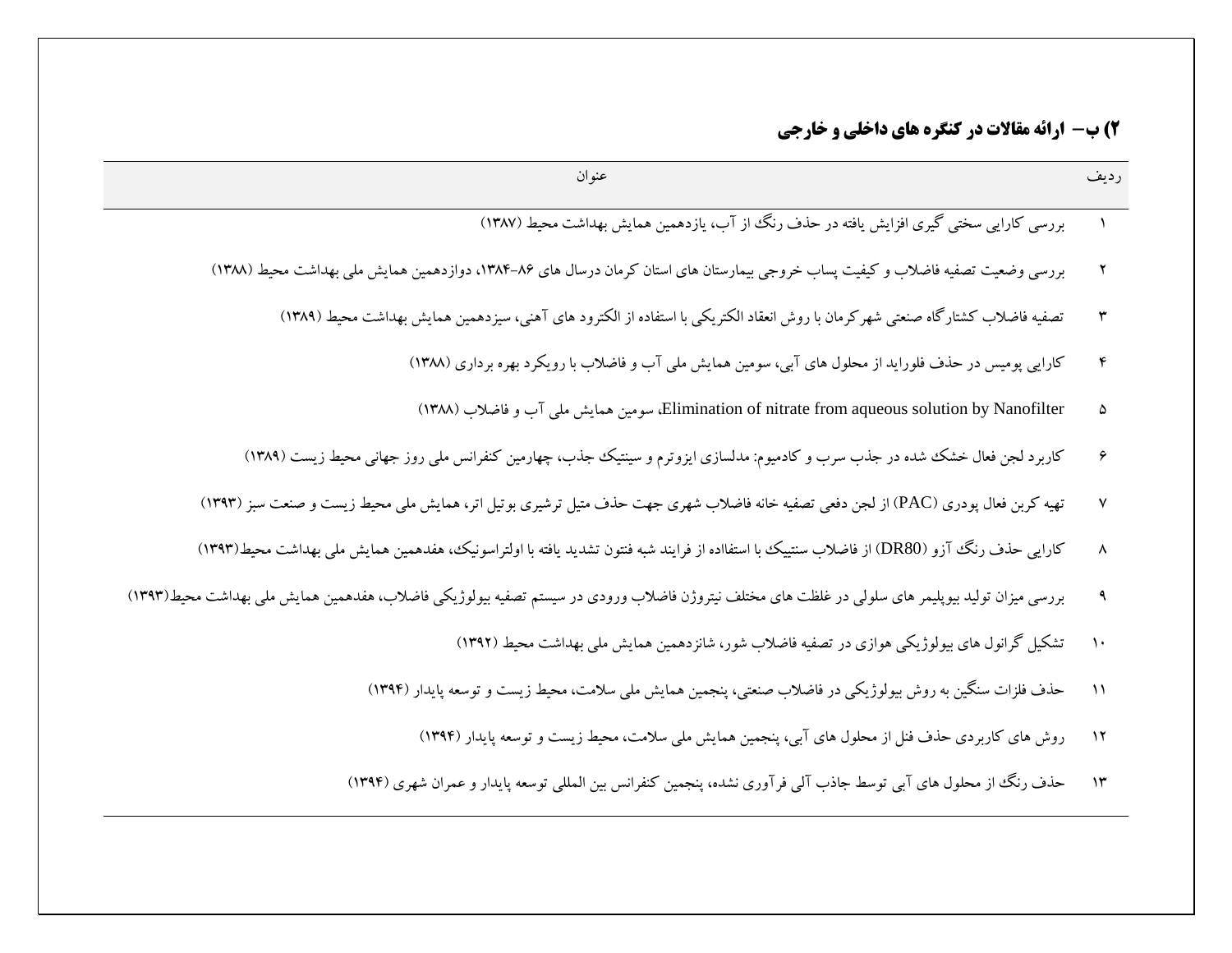## ۲) ب– ارائه مقالات در کنگره های داخلی و خارجی

| ردیف | عنوان |
|---|---|
| ۱ | بررسی کارایی سختی گیری افزایش یافته در حذف رنگ از آب، یازدهمین همایش بهداشت محیط (۱۳۸۷) |
| ۲ | بررسی وضعیت تصفیه فاضلاب و کیفیت پساب خروجی بیمارستان های استان کرمان درسال های ۸۶-۱۳۸۴، دوازدهمین همایش ملی بهداشت محیط (۱۳۸۸) |
| ۳ | تصفیه فاضلاب کشتارگاه صنعتی شهرکرمان با روش انعقاد الکتریکی با استفاده از الکترود های آهنی، سیزدهمین همایش بهداشت محیط (۱۳۸۹) |
| ۴ | کارایی پومیس در حذف فلوراید از محلول های آبی، سومین همایش ملی آب و فاضلاب با رویکرد بهره برداری (۱۳۸۸) |
| ۵ | Elimination of nitrate from aqueous solution by Nanofilter، سومین همایش ملی آب و فاضلاب (۱۳۸۸) |
| ۶ | کاربرد لجن فعال خشک شده در جذب سرب و کادمیوم: مدلسازی ایزوترم و سینتیک جذب، چهارمین کنفرانس ملی روز جهانی محیط زیست (۱۳۸۹) |
| ۷ | تهیه کربن فعال پودری (PAC) از لجن دفعی تصفیه خانه فاضلاب شهری جهت حذف متیل ترشیری بوتیل اتر، همایش ملی محیط زیست و صنعت سبز (۱۳۹۳) |
| ۸ | کارایی حذف رنگ آزو (DR80) از فاضلاب سنتییک با استفااده از فرایند شبه فنتون تشدید یافته با اولتراسونیک، هفدهمین همایش ملی بهداشت محیط(۱۳۹۳) |
| ۹ | بررسی میزان تولید بیوپلیمر های سلولی در غلظت های مختلف نیتروژن فاضلاب ورودی در سیستم تصفیه بیولوژیکی فاضلاب، هفدهمین همایش ملی بهداشت محیط(۱۳۹۳) |
| ۱۰ | تشکیل گرانول های بیولوژیکی هوازی در تصفیه فاضلاب شور، شانزدهمین همایش ملی بهداشت محیط (۱۳۹۲) |
| ۱۱ | حذف فلزات سنگین به روش بیولوژیکی در فاضلاب صنعتی، پنجمین همایش ملی سلامت، محیط زیست و توسعه پایدار (۱۳۹۴) |
| ۱۲ | روش های کاربردی حذف فنل از محلول های آبی، پنجمین همایش ملی سلامت، محیط زیست و توسعه پایدار (۱۳۹۴) |
| ۱۳ | حذف رنگ از محلول های آبی توسط جاذب آلی فرآوری نشده، پنجمین کنفرانس بین المللی توسعه پایدار و عمران شهری (۱۳۹۴) |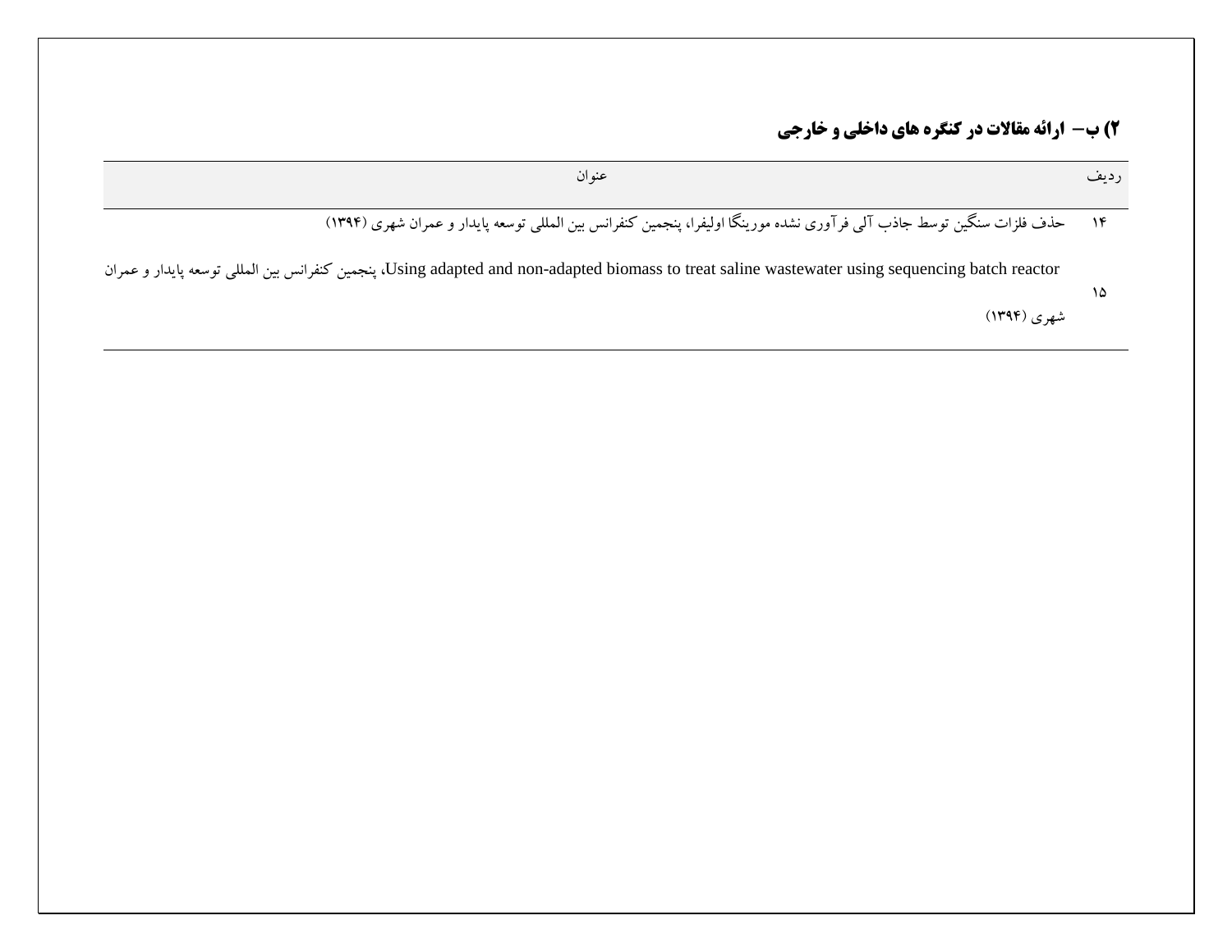## ۲) ب– ارائه مقالات در کنگره های داخلی و خارجی

| ردیف | عنوان |
| --- | --- |
| ۱۴ | حذف فلزات سنگین توسط جاذب آلی فرآوری نشده مورینگا اولیفرا، پنجمین کنفرانس بین المللی توسعه پایدار و عمران شهری (۱۳۹۴) |
| ۱۵ | Using adapted and non-adapted biomass to treat saline wastewater using sequencing batch reactor، پنجمین کنفرانس بین المللی توسعه پایدار و عمران شهری (۱۳۹۴) |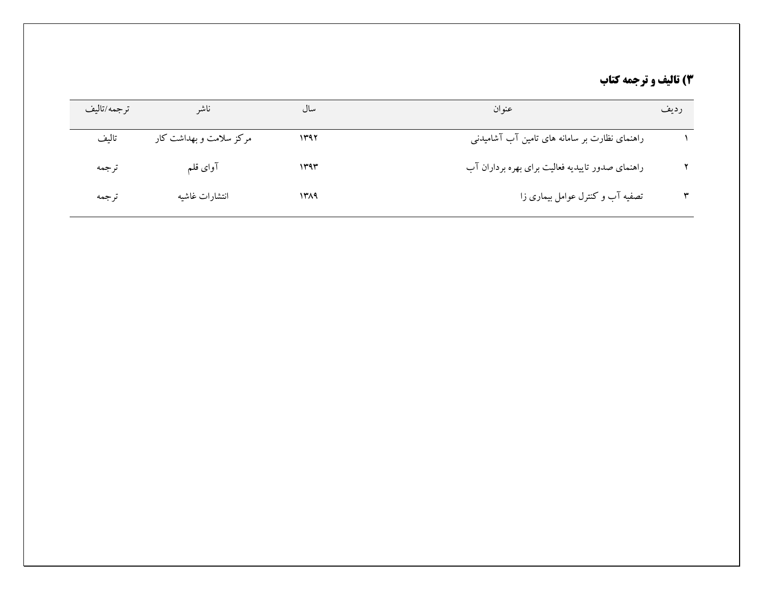### ۳) تالیف و ترجمه کتاب

| ردیف | عنوان | سال | ناشر | ترجمه/تالیف |
|---|---|---|---|---|
| ۱ | راهنمای نظارت بر سامانه های تامین آب آشامیدنی | ۱۳۹۲ | مرکز سلامت و بهداشت کار | تالیف |
| ۲ | راهنمای صدور تاییدیه فعالیت برای بهره برداران آب | ۱۳۹۳ | آوای قلم | ترجمه |
| ۳ | تصفیه آب و کنترل عوامل بیماری زا | ۱۳۸۹ | انتشارات غاشیه | ترجمه |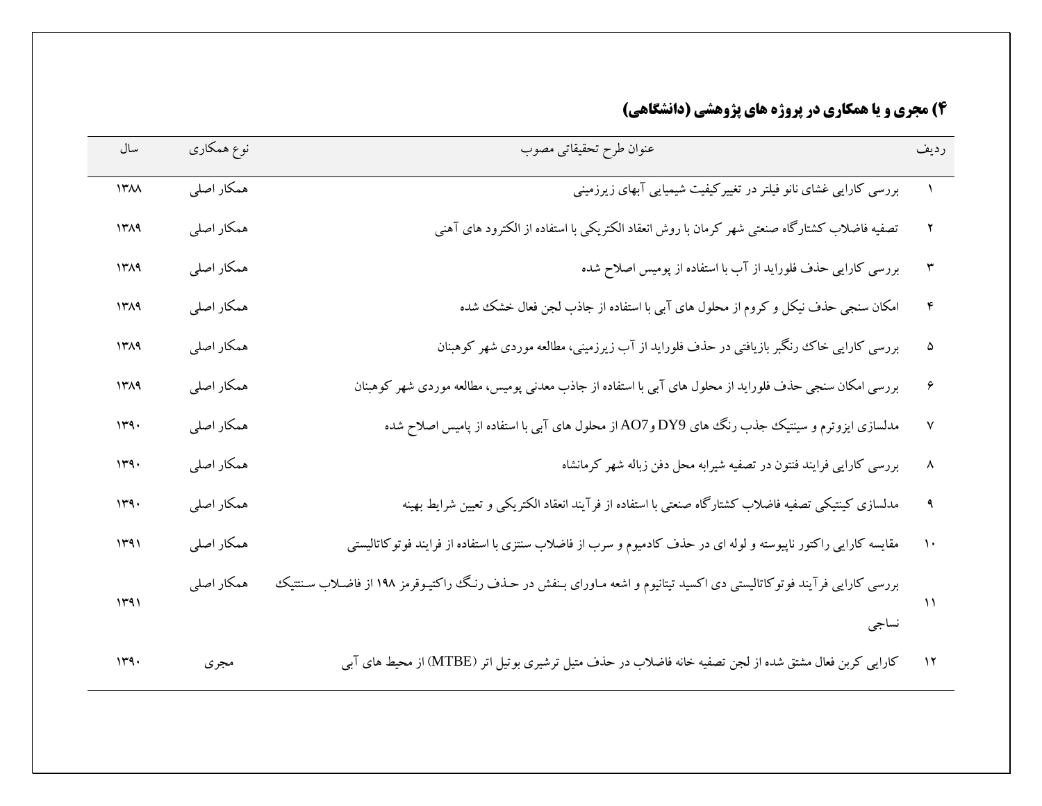## ۴) مجری و یا همکاری در پروژه های پژوهشی (دانشگاهی)

| ردیف | عنوان طرح تحقیقاتی مصوب | نوع همکاری | سال |
| --- | --- | --- | --- |
| ۱ | بررسی کارایی غشای نانو فیلتر در تغییرکیفیت شیمیایی آبهای زیرزمینی | همکار اصلی | ۱۳۸۸ |
| ۲ | تصفیه فاضلاب کشتارگاه صنعتی شهر کرمان با روش انعقاد الکتریکی با استفاده از الکترود های آهنی | همکار اصلی | ۱۳۸۹ |
| ۳ | بررسی کارایی حذف فلوراید از آب با استفاده از پومیس اصلاح شده | همکار اصلی | ۱۳۸۹ |
| ۴ | امکان سنجی حذف نیکل و کروم از محلول های آبی با استفاده از جاذب لجن فعال خشک شده | همکار اصلی | ۱۳۸۹ |
| ۵ | بررسی کارایی خاک رنگبر بازیافتی در حذف فلوراید از آب زیرزمینی، مطالعه موردی شهر کوهبنان | همکار اصلی | ۱۳۸۹ |
| ۶ | بررسی امکان سنجی حذف فلوراید از محلول های آبی با استفاده از جاذب معدنی پومیس، مطالعه موردی شهر کوهبنان | همکار اصلی | ۱۳۸۹ |
| ۷ | مدلسازی ایزوترم و سینتیک جذب رنگ های DY9 وAO7 از محلول های آبی با استفاده از پامیس اصلاح شده | همکار اصلی | ۱۳۹۰ |
| ۸ | بررسی کارایی فرایند فنتون در تصفیه شیرابه محل دفن زباله شهر کرمانشاه | همکار اصلی | ۱۳۹۰ |
| ۹ | مدلسازی کینتیکی تصفیه فاضلاب کشتارگاه صنعتی با استفاده از فرآیند انعقاد الکتریکی و تعیین شرایط بهینه | همکار اصلی | ۱۳۹۰ |
| ۱۰ | مقایسه کارایی راکتور ناپیوسته و لوله ای در حذف کادمیوم و سرب از فاضلاب سنتزی با استفاده از فرایند فوتوکاتالیستی | همکار اصلی | ۱۳۹۱ |
| ۱۱ | بررسی کارایی فرآیند فوتوکاتالیستی دی اکسید تیتانیوم و اشعه ماورای بنفش در حذف رنگ راکتیوقرمز ۱۹۸ از فاضلاب سنتتیک نساجی | همکار اصلی | ۱۳۹۱ |
| ۱۲ | کارایی کربن فعال مشتق شده از لجن تصفیه خانه فاضلاب در حذف متیل ترشیری بوتیل اتر (MTBE) از محیط های آبی | مجری | ۱۳۹۰ |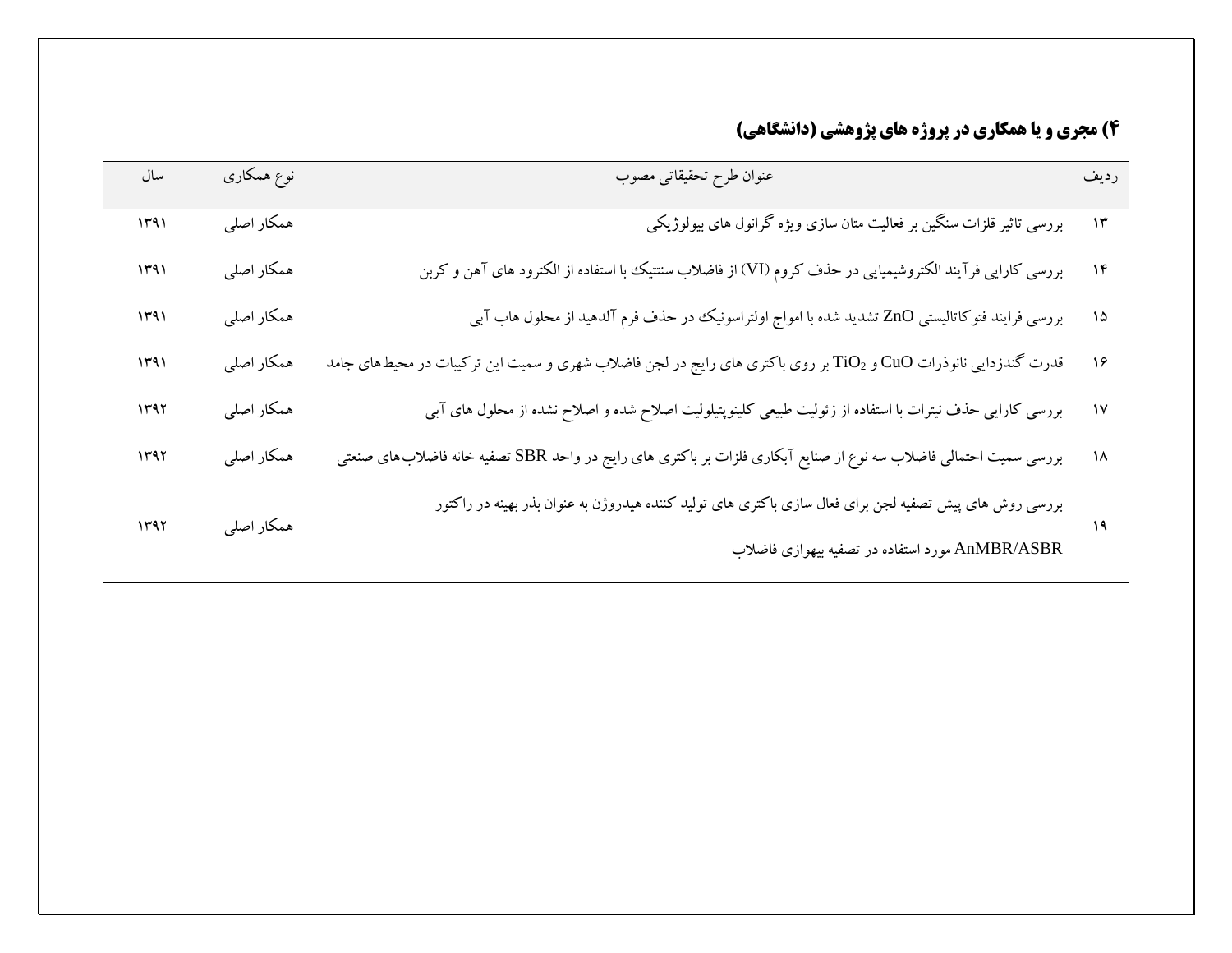## ۴) مجری و یا همکاری در پروژه های پژوهشی (دانشگاهی)

| ردیف | عنوان طرح تحقیقاتی مصوب | نوع همکاری | سال |
|---|---|---|---|
| ۱۳ | بررسی تاثیر قلزات سنگین بر فعالیت متان سازی ویژه گرانول های بیولوژیکی | همکار اصلی | ۱۳۹۱ |
| ۱۴ | بررسی کارایی فرآیند الکتروشیمیایی در حذف کروم (VI) از فاضلاب سنتتیک با استفاده از الکترود های آهن و کربن | همکار اصلی | ۱۳۹۱ |
| ۱۵ | بررسی فرایند فتوکاتالیستی ZnO تشدید شده با امواج اولتراسونیک در حذف فرم آلدهید از محلول هاب آبی | همکار اصلی | ۱۳۹۱ |
| ۱۶ | قدرت گندزدایی نانوذرات CuO و $TiO_2$ بر روی باکتری های رایج در لجن فاضلاب شهری و سمیت این ترکیبات در محیط‌های جامد | همکار اصلی | ۱۳۹۱ |
| ۱۷ | بررسی کارایی حذف نیترات با استفاده از زئولیت طبیعی کلینوپتیلولیت اصلاح شده و اصلاح نشده از محلول های آبی | همکار اصلی | ۱۳۹۲ |
| ۱۸ | بررسی سمیت احتمالی فاضلاب سه نوع از صنایع آبکاری فلزات بر باکتری های رایج در واحد SBR تصفیه خانه فاضلاب‌های صنعتی | همکار اصلی | ۱۳۹۲ |
| ۱۹ | بررسی روش های پیش تصفیه لجن برای فعال سازی باکتری های تولید کننده هیدروژن به عنوان بذر بهینه در راکتور AnMBR/ASBR مورد استفاده در تصفیه بیهوازی فاضلاب | همکار اصلی | ۱۳۹۲ |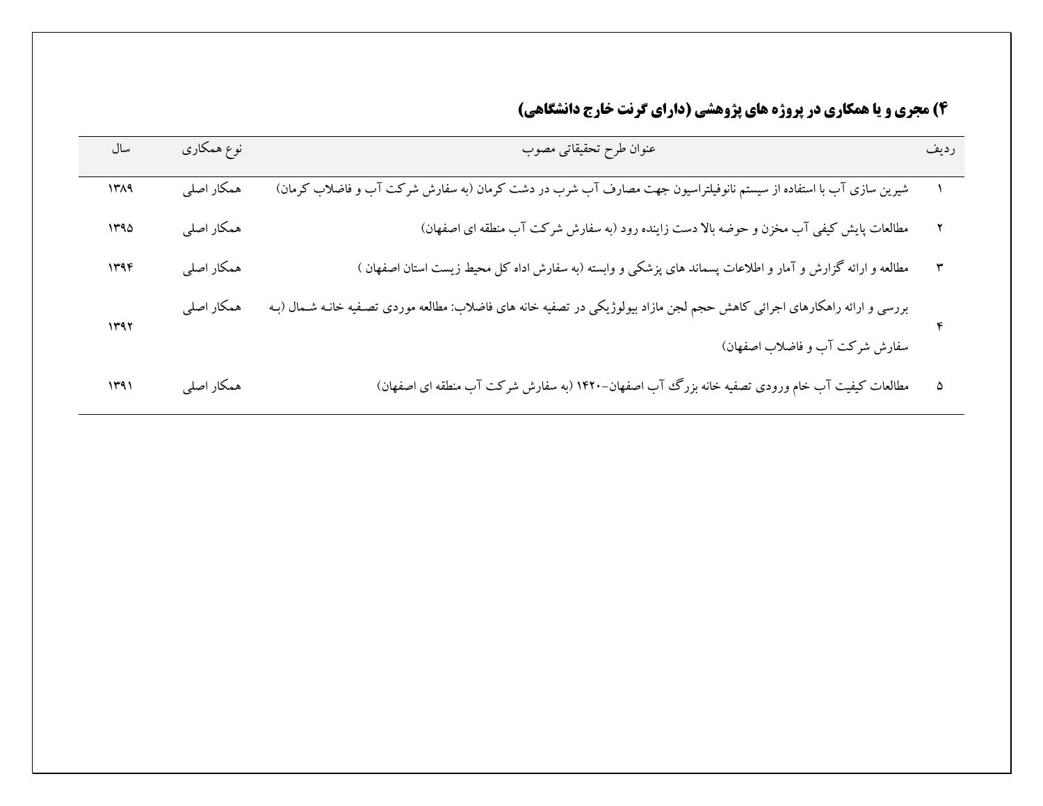### ۴) مجری و یا همکاری در پروژه های پژوهشی (دارای گرنت خارج دانشگاهی)

| ردیف | عنوان طرح تحقیقاتی مصوب | نوع همکاری | سال |
|---|---|---|---|
| ۱ | شیرین سازی آب با استفاده از سیستم نانوفیلتراسیون جهت مصارف آب شرب در دشت کرمان (به سفارش شرکت آب و فاضلاب کرمان) | همکار اصلی | ۱۳۸۹ |
| ۲ | مطالعات پایش کیفی آب مخزن و حوضه بالا دست زاینده رود (به سفارش شرکت آب منطقه ای اصفهان) | همکار اصلی | ۱۳۹۵ |
| ۳ | مطالعه و ارائه گزارش و آمار و اطلاعات پسماند های پزشکی و وابسته (به سفارش اداه کل محیط زیست استان اصفهان ) | همکار اصلی | ۱۳۹۴ |
| ۴ | بررسی و ارائه راهکارهای اجرائی کاهش حجم لجن مازاد بیولوژیکی در تصفیه خانه های فاضلاب: مطالعه موردی تصفیه خانه شمال (به سفارش شرکت آب و فاضلاب اصفهان) | همکار اصلی | ۱۳۹۲ |
| ۵ | مطالعات کیفیت آب خام ورودی تصفیه خانه بزرگ آب اصفهان-۱۴۲۰ (به سفارش شرکت آب منطقه ای اصفهان) | همکار اصلی | ۱۳۹۱ |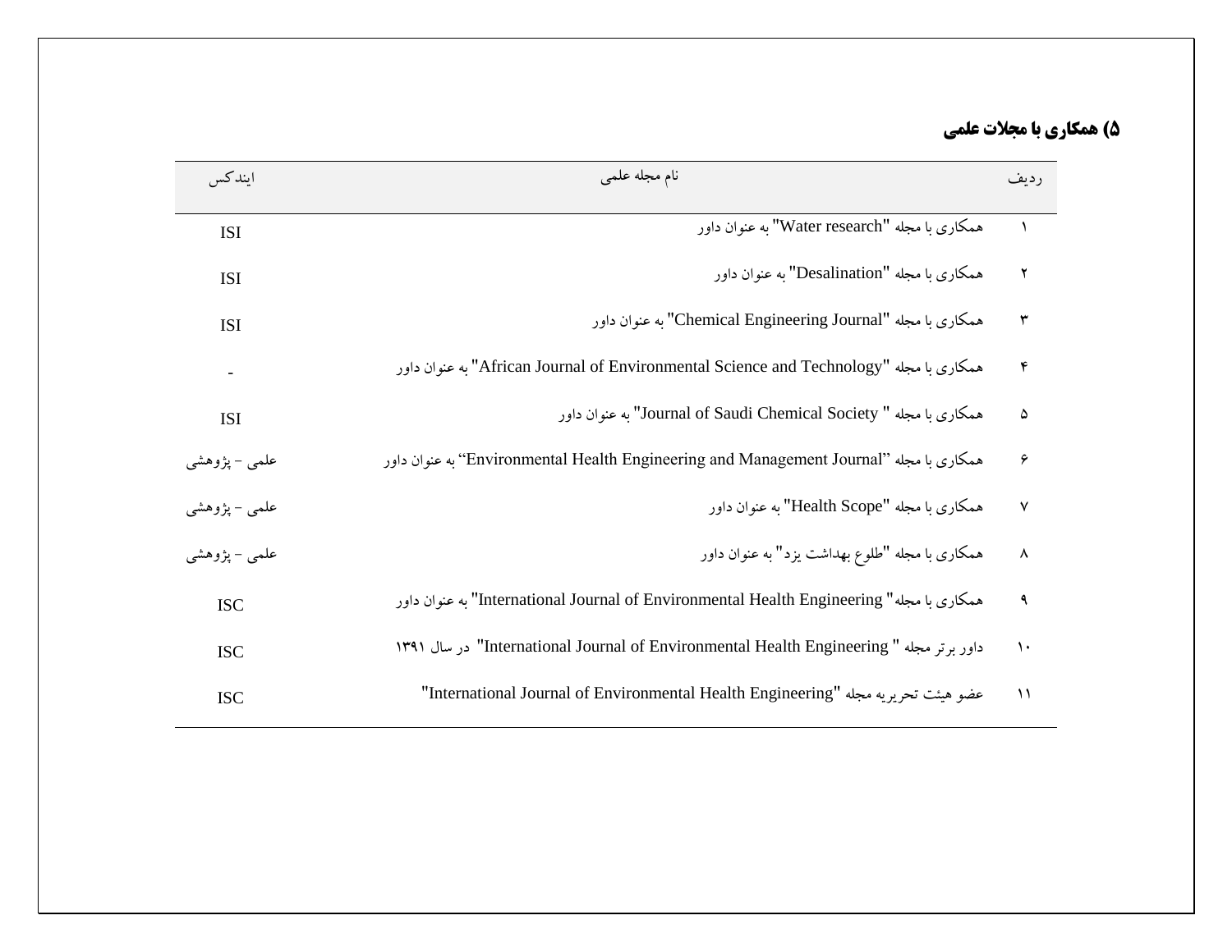### ۵) همکاری با مجلات علمی

| ردیف | نام مجله علمی | ایندکس |
|---|---|---|
| ۱ | همکاری با مجله "Water research" به عنوان داور | ISI |
| ۲ | همکاری با مجله "Desalination" به عنوان داور | ISI |
| ۳ | همکاری با مجله "Chemical Engineering Journal" به عنوان داور | ISI |
| ۴ | همکاری با مجله "African Journal of Environmental Science and Technology" به عنوان داور | - |
| ۵ | همکاری با مجله " Journal of Saudi Chemical Society" به عنوان داور | ISI |
| ۶ | همکاری با مجله "Environmental Health Engineering and Management Journal" به عنوان داور | علمی – پژوهشی |
| ۷ | همکاری با مجله "Health Scope" به عنوان داور | علمی – پژوهشی |
| ۸ | همکاری با مجله "طلوع بهداشت یزد" به عنوان داور | علمی – پژوهشی |
| ۹ | همکاری با مجله" International Journal of Environmental Health Engineering" به عنوان داور | ISC |
| ۱۰ | داور برتر مجله " International Journal of Environmental Health Engineering" در سال ۱۳۹۱ | ISC |
| ۱۱ | عضو هیئت تحریریه مجله "International Journal of Environmental Health Engineering" | ISC |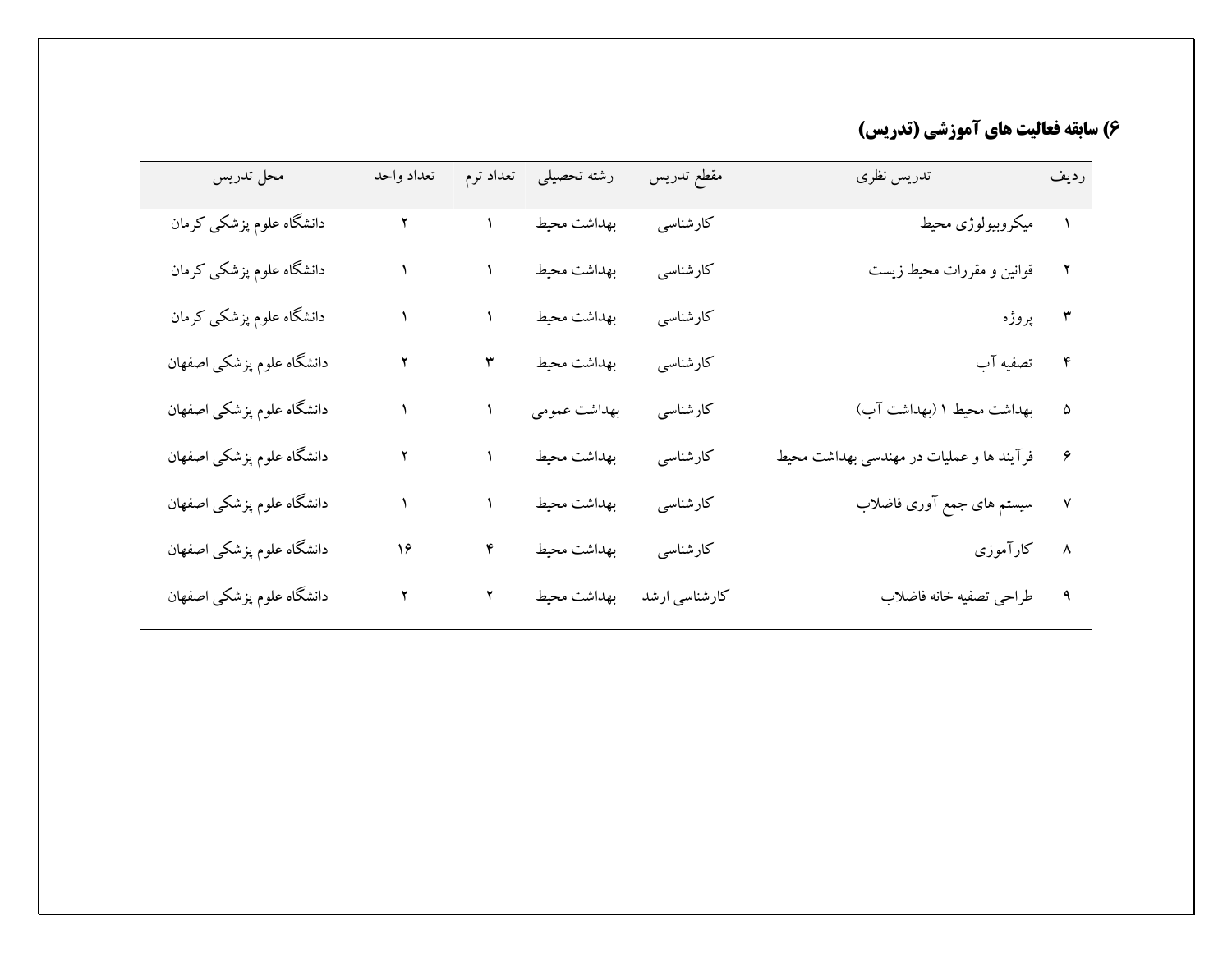### ۶) سابقه فعالیت های آموزشی (تدریس)

| ردیف | تدریس نظری | مقطع تدریس | رشته تحصیلی | تعداد ترم | تعداد واحد | محل تدریس |
|---|---|---|---|---|---|---|
| ۱ | میکروبیولوژی محیط | کارشناسی | بهداشت محیط | ۱ | ۲ | دانشگاه علوم پزشکی کرمان |
| ۲ | قوانین و مقررات محیط زیست | کارشناسی | بهداشت محیط | ۱ | ۱ | دانشگاه علوم پزشکی کرمان |
| ۳ | پروژه | کارشناسی | بهداشت محیط | ۱ | ۱ | دانشگاه علوم پزشکی کرمان |
| ۴ | تصفیه آب | کارشناسی | بهداشت محیط | ۳ | ۲ | دانشگاه علوم پزشکی اصفهان |
| ۵ | بهداشت محیط ۱ (بهداشت آب) | کارشناسی | بهداشت عمومی | ۱ | ۱ | دانشگاه علوم پزشکی اصفهان |
| ۶ | فرآیند ها و عملیات در مهندسی بهداشت محیط | کارشناسی | بهداشت محیط | ۱ | ۲ | دانشگاه علوم پزشکی اصفهان |
| ۷ | سیستم های جمع آوری فاضلاب | کارشناسی | بهداشت محیط | ۱ | ۱ | دانشگاه علوم پزشکی اصفهان |
| ۸ | کارآموزی | کارشناسی | بهداشت محیط | ۴ | ۱۶ | دانشگاه علوم پزشکی اصفهان |
| ۹ | طراحی تصفیه خانه فاضلاب | کارشناسی ارشد | بهداشت محیط | ۲ | ۲ | دانشگاه علوم پزشکی اصفهان |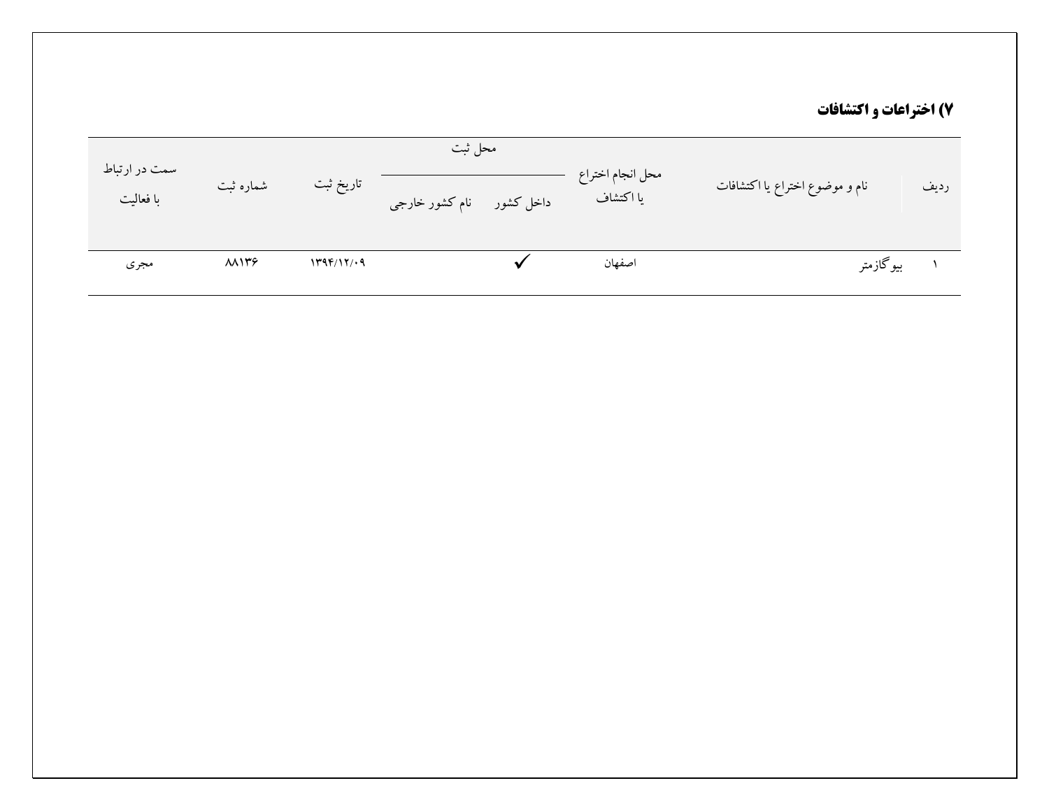### ۷) اختراعات و اکتشافات

| ردیف | نام و موضوع اختراع یا اکتشافات | محل انجام اختراع یا اکتشاف | محل ثبت | | تاریخ ثبت | شماره ثبت | سمت در ارتباط با فعالیت |
|---|---|---|---|---|---|---|---|
| | | | داخل کشور | نام کشور خارجی | | | |
| ۱ | بیوگازمتر | اصفهان | ✓ | | ۱۳۹۴/۱۲/۰۹ | ۸۸۱۳۶ | مجری |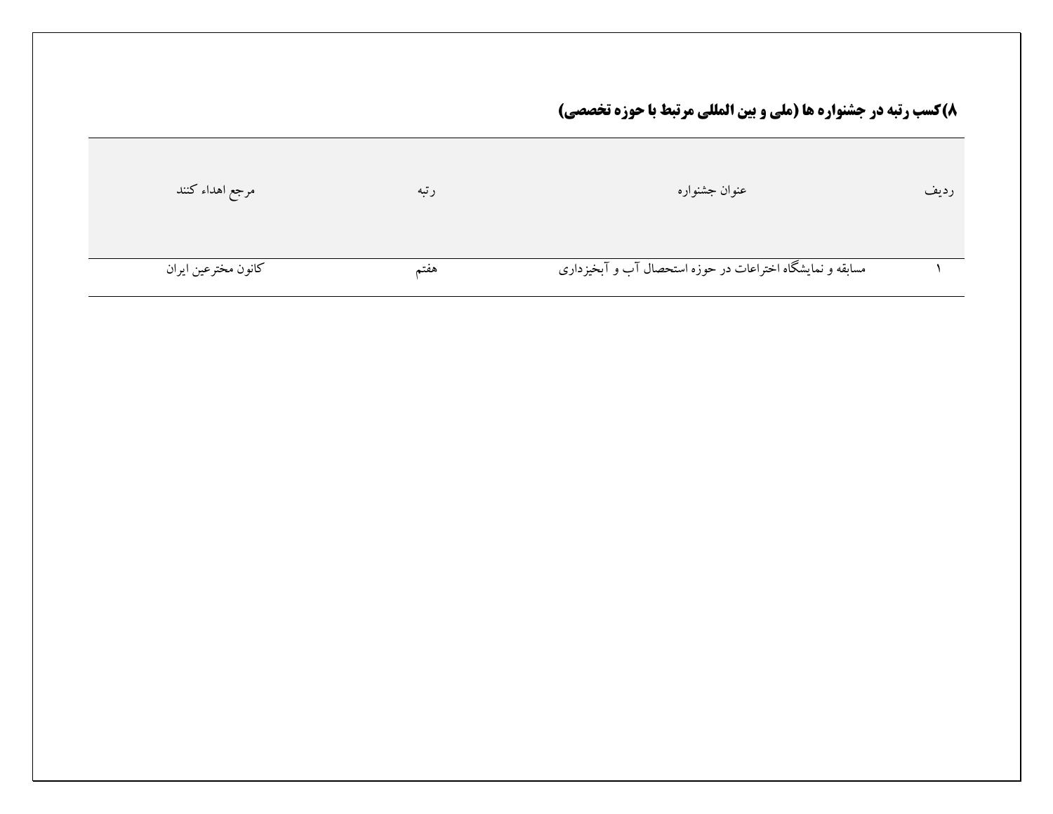## ۸)کسب رتبه در جشنواره ها (ملی و بین المللی مرتبط با حوزه تخصصی)

| ردیف | عنوان جشنواره | رتبه | مرجع اهداء کنند |
|---|---|---|---|
| ۱ | مسابقه و نمایشگاه اختراعات در حوزه استحصال آب و آبخیزداری | هفتم | کانون مخترعین ایران |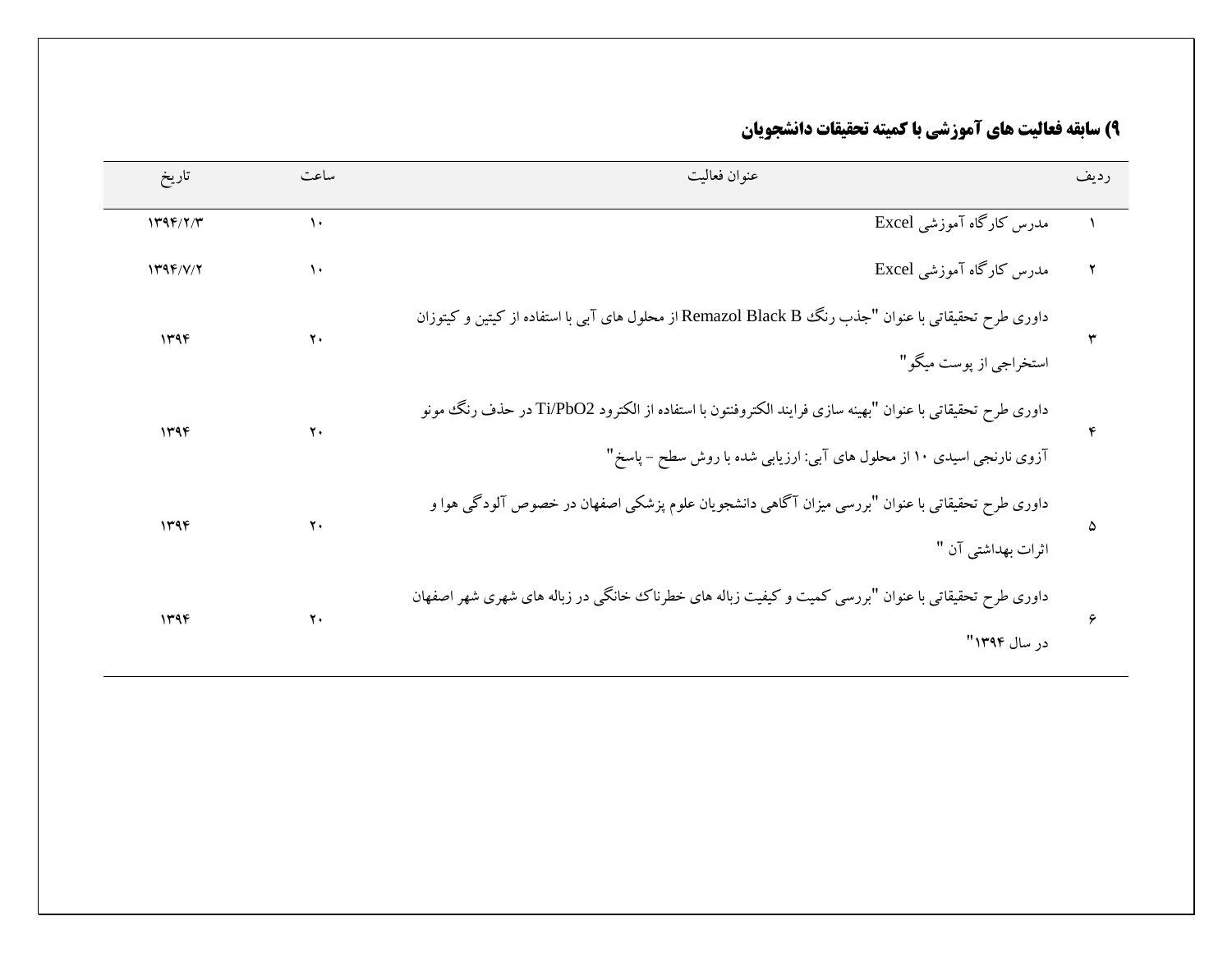### ۹) سابقه فعالیت های آموزشی با کمیته تحقیقات دانشجویان

| ردیف | عنوان فعالیت | ساعت | تاریخ |
|---|---|---|---|
| ۱ | مدرس کارگاه آموزشی Excel | ۱۰ | ۱۳۹۴/۲/۳ |
| ۲ | مدرس کارگاه آموزشی Excel | ۱۰ | ۱۳۹۴/۷/۲ |
| ۳ | داوری طرح تحقیقاتی با عنوان "جذب رنگ Remazol Black B از محلول های آبی با استفاده از کیتین و کیتوزان استخراجی از پوست میگو" | ۲۰ | ۱۳۹۴ |
| ۴ | داوری طرح تحقیقاتی با عنوان "بهینه سازی فرایند الکتروفنتون با استفاده از الکترود Ti/PbO2 در حذف رنگ مونو آزوی نارنجی اسیدی ۱۰ از محلول های آبی: ارزیابی شده با روش سطح - پاسخ" | ۲۰ | ۱۳۹۴ |
| ۵ | داوری طرح تحقیقاتی با عنوان "بررسی میزان آگاهی دانشجویان علوم پزشکی اصفهان در خصوص آلودگی هوا و اثرات بهداشتی آن " | ۲۰ | ۱۳۹۴ |
| ۶ | داوری طرح تحقیقاتی با عنوان "بررسی کمیت و کیفیت زباله های خطرناک خانگی در زباله های شهری شهر اصفهان در سال ۱۳۹۴" | ۲۰ | ۱۳۹۴ |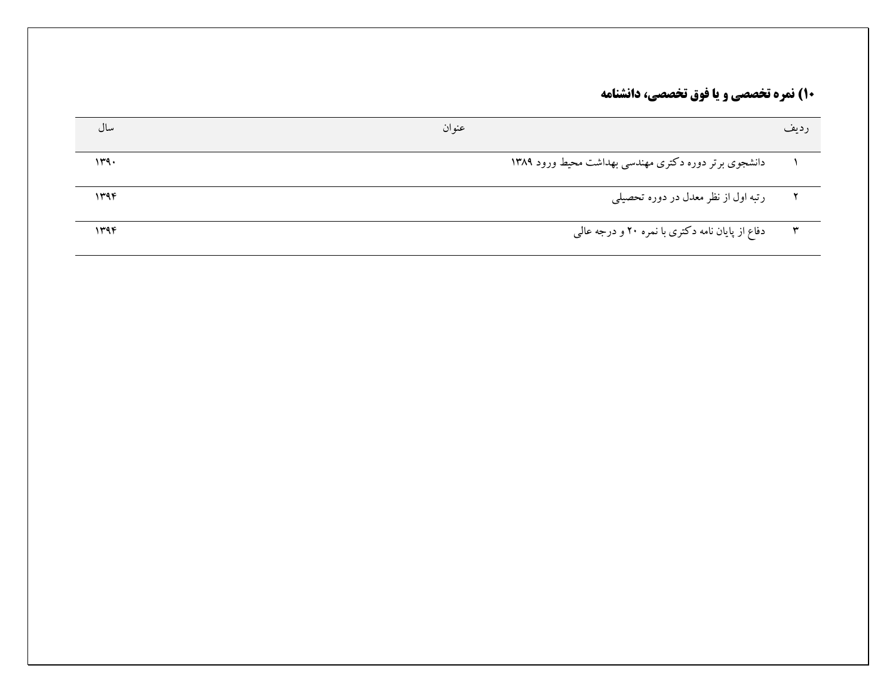### ۱۰) نمره تخصصی و یا فوق تخصصی، دانشنامه

| ردیف | عنوان | سال |
|---|---|---|
| ۱ | دانشجوی برتر دوره دکتری مهندسی بهداشت محیط ورود ۱۳۸۹ | ۱۳۹۰ |
| ۲ | رتبه اول از نظر معدل در دوره تحصیلی | ۱۳۹۴ |
| ۳ | دفاع از پایان نامه دکتری با نمره ۲۰ و درجه عالی | ۱۳۹۴ |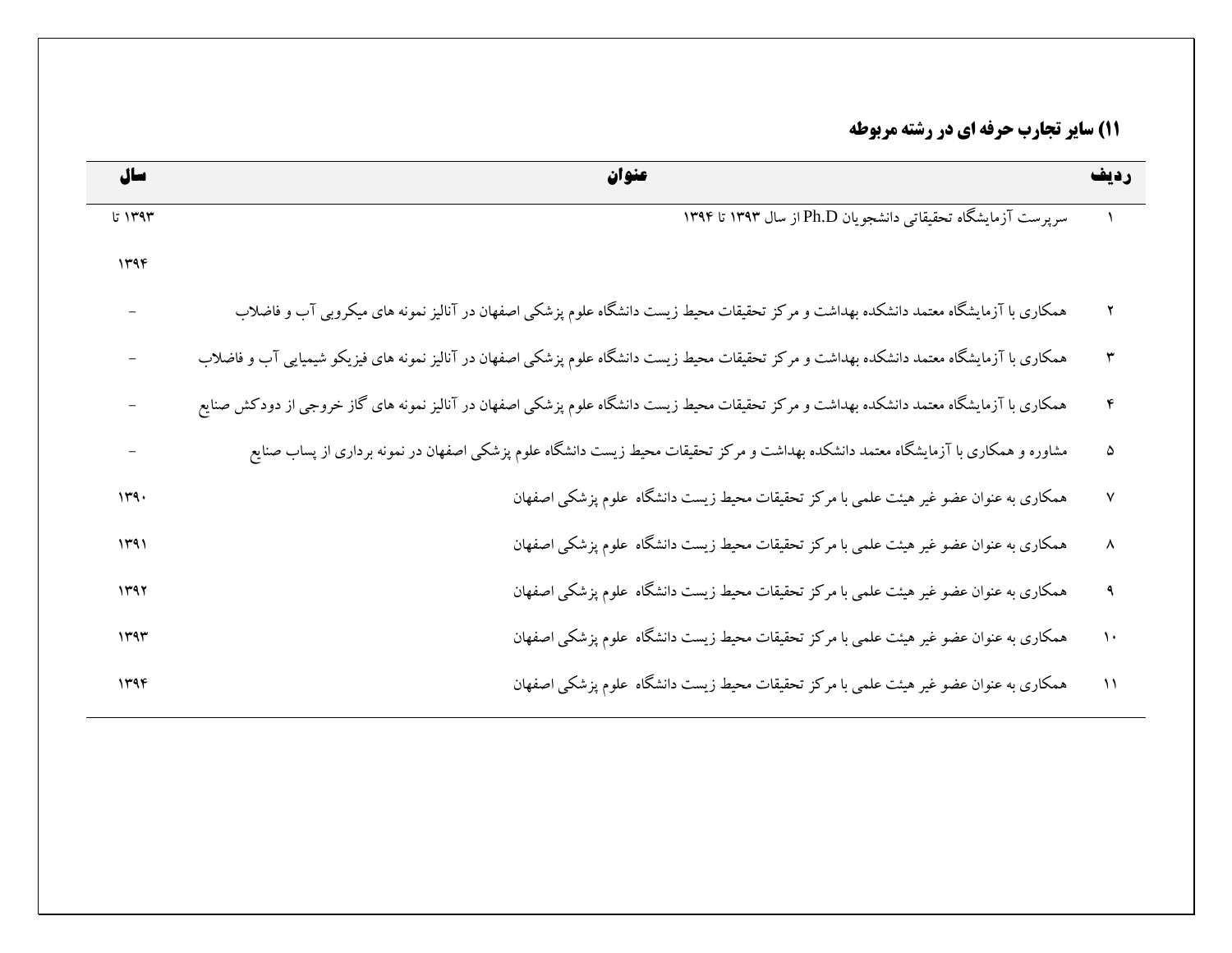### ۱۱) سایر تجارب حرفه ای در رشته مربوطه

| ردیف | عنوان | سال |
| --- | --- | --- |
| ۱ | سرپرست آزمایشگاه تحقیقاتی دانشجویان Ph.D از سال ۱۳۹۳ تا ۱۳۹۴ | ۱۳۹۳ تا ۱۳۹۴ |
| ۲ | همکاری با آزمایشگاه معتمد دانشکده بهداشت و مرکز تحقیقات محیط زیست دانشگاه علوم پزشکی اصفهان در آنالیز نمونه های میکروبی آب و فاضلاب | - |
| ۳ | همکاری با آزمایشگاه معتمد دانشکده بهداشت و مرکز تحقیقات محیط زیست دانشگاه علوم پزشکی اصفهان در آنالیز نمونه های فیزیکو شیمیایی آب و فاضلاب | - |
| ۴ | همکاری با آزمایشگاه معتمد دانشکده بهداشت و مرکز تحقیقات محیط زیست دانشگاه علوم پزشکی اصفهان در آنالیز نمونه های گاز خروجی از دودکش صنایع | - |
| ۵ | مشاوره و همکاری با آزمایشگاه معتمد دانشکده بهداشت و مرکز تحقیقات محیط زیست دانشگاه علوم پزشکی اصفهان در نمونه برداری از پساب صنایع | - |
| ۷ | همکاری به عنوان عضو غیر هیئت علمی با مرکز تحقیقات محیط زیست دانشگاه علوم پزشکی اصفهان | ۱۳۹۰ |
| ۸ | همکاری به عنوان عضو غیر هیئت علمی با مرکز تحقیقات محیط زیست دانشگاه علوم پزشکی اصفهان | ۱۳۹۱ |
| ۹ | همکاری به عنوان عضو غیر هیئت علمی با مرکز تحقیقات محیط زیست دانشگاه علوم پزشکی اصفهان | ۱۳۹۲ |
| ۱۰ | همکاری به عنوان عضو غیر هیئت علمی با مرکز تحقیقات محیط زیست دانشگاه علوم پزشکی اصفهان | ۱۳۹۳ |
| ۱۱ | همکاری به عنوان عضو غیر هیئت علمی با مرکز تحقیقات محیط زیست دانشگاه علوم پزشکی اصفهان | ۱۳۹۴ |